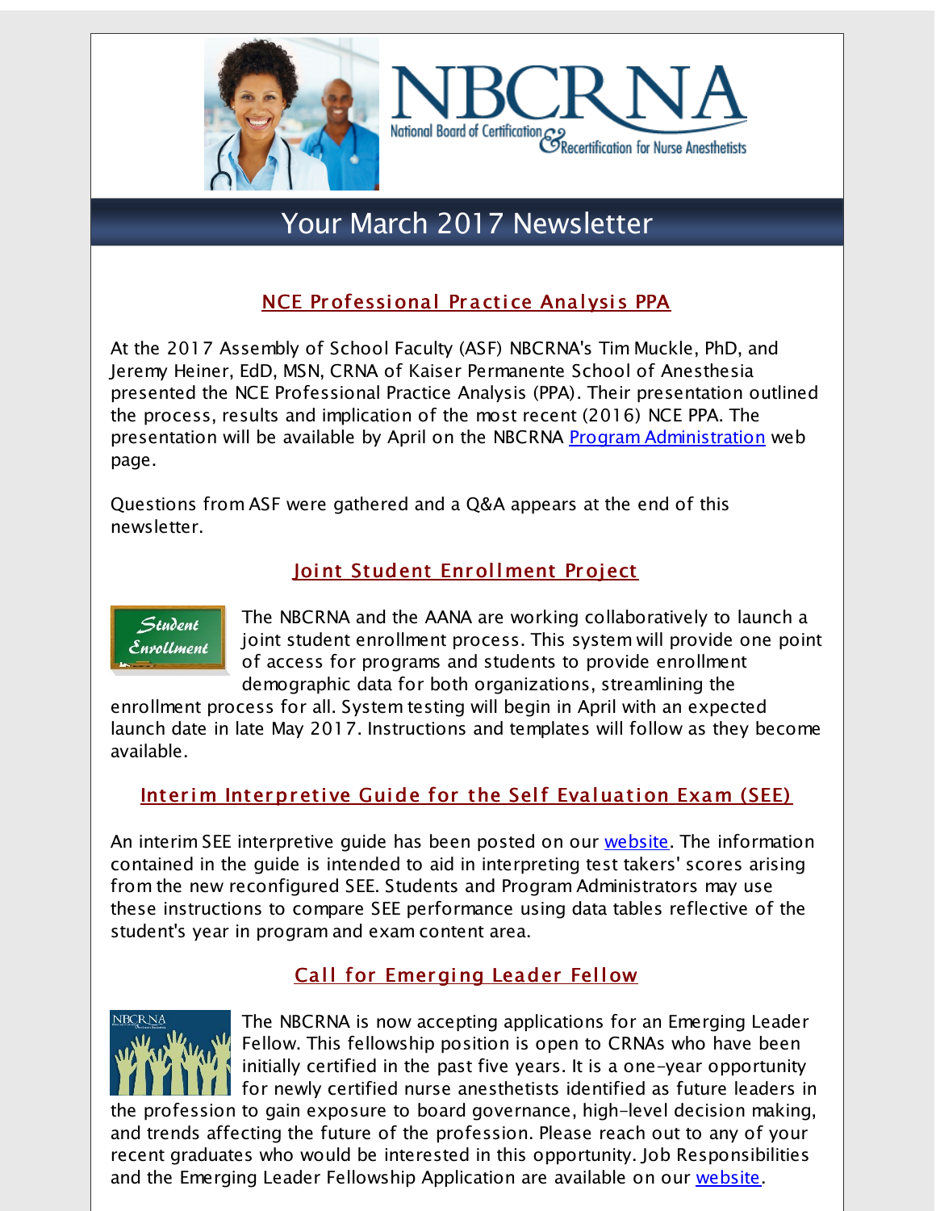# Your March 2017 Newsletter

## NCE Professional Practice Analysis PPA

At the 2017 Assembly of School Faculty (ASF) NBCRNA's Tim Muckle, PhD, and Jeremy Heiner, EdD, MSN, CRNA of Kaiser Permanente School of Anesthesia presented the NCE Professional Practice Analysis (PPA). Their presentation outlined the process, results and implication of the most recent (2016) NCE PPA. The presentation will be available by April on the NBCRNA Program Administration web page.

Questions from ASF were gathered and a Q&A appears at the end of this newsletter.

## Joint Student Enrollment Project

The NBCRNA and the AANA are working collaboratively to launch a joint student enrollment process. This system will provide one point of access for programs and students to provide enrollment demographic data for both organizations, streamlining the enrollment process for all. System testing will begin in April with an expected launch date in late May 2017. Instructions and templates will follow as they become available.

## Interim Interpretive Guide for the Self Evaluation Exam (SEE)

An interim SEE interpretive guide has been posted on our website. The information contained in the guide is intended to aid in interpreting test takers' scores arising from the new reconfigured SEE. Students and Program Administrators may use these instructions to compare SEE performance using data tables reflective of the student's year in program and exam content area.

## Call for Emerging Leader Fellow

The NBCRNA is now accepting applications for an Emerging Leader Fellow. This fellowship position is open to CRNAs who have been initially certified in the past five years. It is a one-year opportunity for newly certified nurse anesthetists identified as future leaders in the profession to gain exposure to board governance, high-level decision making, and trends affecting the future of the profession. Please reach out to any of your recent graduates who would be interested in this opportunity. Job Responsibilities and the Emerging Leader Fellowship Application are available on our website.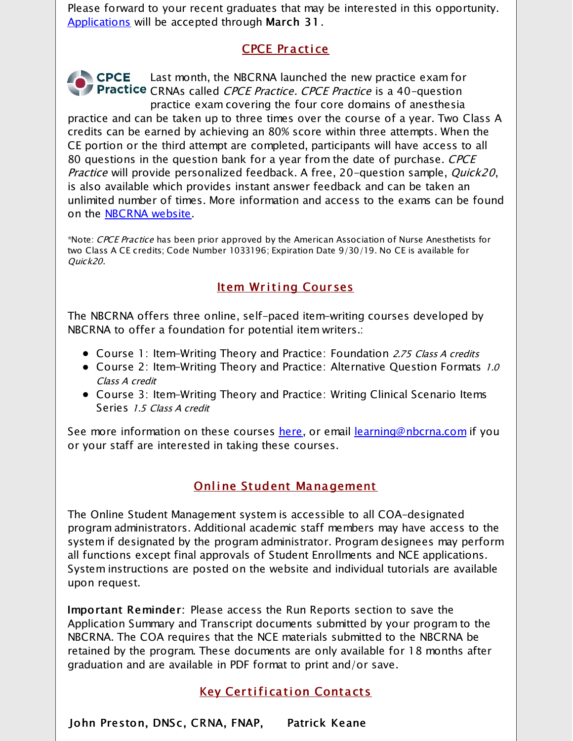Please forward to your recent graduates that may be interested in this opportunity. [Applications](#) will be accepted through **March 31**.

## CPCE Practice

Last month, the NBCRNA launched the new practice exam for CRNAs called *CPCE Practice. CPCE Practice* is a 40-question practice exam covering the four core domains of anesthesia practice and can be taken up to three times over the course of a year. Two Class A credits can be earned by achieving an 80% score within three attempts. When the CE portion or the third attempt are completed, participants will have access to all 80 questions in the question bank for a year from the date of purchase. *CPCE Practice* will provide personalized feedback. A free, 20-question sample, *Quick20*, is also available which provides instant answer feedback and can be taken an unlimited number of times. More information and access to the exams can be found on the [NBCRNA website](#).

*Note: *CPCE Practice* has been prior approved by the American Association of Nurse Anesthetists for two Class A CE credits; Code Number 1033196; Expiration Date 9/30/19. No CE is available for *Quick20*.

## Item Writing Courses

The NBCRNA offers three online, self-paced item-writing courses developed by NBCRNA to offer a foundation for potential item writers.:

- Course 1: Item-Writing Theory and Practice: Foundation *2.75 Class A credits*
- Course 2: Item-Writing Theory and Practice: Alternative Question Formats *1.0 Class A credit*
- Course 3: Item-Writing Theory and Practice: Writing Clinical Scenario Items Series *1.5 Class A credit*

See more information on these courses [here](#), or email [learning@nbcrna.com](mailto:learning@nbcrna.com) if you or your staff are interested in taking these courses.

## Online Student Management

The Online Student Management system is accessible to all COA-designated program administrators. Additional academic staff members may have access to the system if designated by the program administrator. Program designees may perform all functions except final approvals of Student Enrollments and NCE applications. System instructions are posted on the website and individual tutorials are available upon request.

**Important Reminder**: Please access the Run Reports section to save the Application Summary and Transcript documents submitted by your program to the NBCRNA. The COA requires that the NCE materials submitted to the NBCRNA be retained by the program. These documents are only available for 18 months after graduation and are available in PDF format to print and/or save.

## Key Certification Contacts

**John Preston, DNSc, CRNA, FNAP,** **Patrick Keane**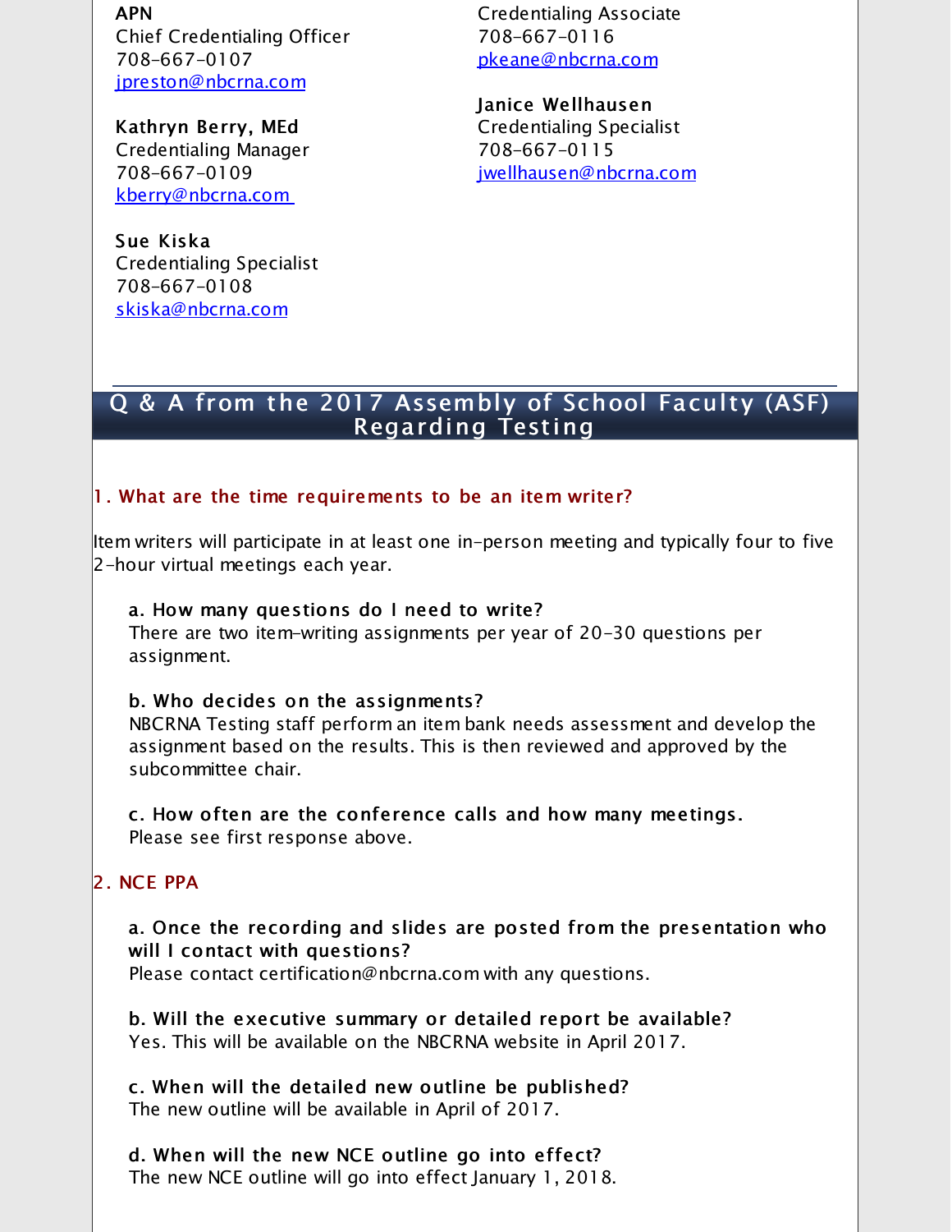APN
Chief Credentialing Officer
708-667-0107
jpreston@nbcrna.com

**Kathryn Berry, MEd**
Credentialing Manager
708-667-0109
kberry@nbcrna.com

**Sue Kiska**
Credentialing Specialist
708-667-0108
skiska@nbcrna.com

Credentialing Associate
708-667-0116
pkeane@nbcrna.com

**Janice Wellhausen**
Credentialing Specialist
708-667-0115
jwellhausen@nbcrna.com

## Q & A from the 2017 Assembly of School Faculty (ASF) Regarding Testing

### 1. What are the time requirements to be an item writer?

Item writers will participate in at least one in-person meeting and typically four to five 2-hour virtual meetings each year.

**a. How many questions do I need to write?**
There are two item-writing assignments per year of 20-30 questions per assignment.

**b. Who decides on the assignments?**
NBCRNA Testing staff perform an item bank needs assessment and develop the assignment based on the results. This is then reviewed and approved by the subcommittee chair.

**c. How often are the conference calls and how many meetings.**
Please see first response above.

### 2. NCE PPA

**a. Once the recording and slides are posted from the presentation who will I contact with questions?**
Please contact certification@nbcrna.com with any questions.

**b. Will the executive summary or detailed report be available?**
Yes. This will be available on the NBCRNA website in April 2017.

**c. When will the detailed new outline be published?**
The new outline will be available in April of 2017.

**d. When will the new NCE outline go into effect?**
The new NCE outline will go into effect January 1, 2018.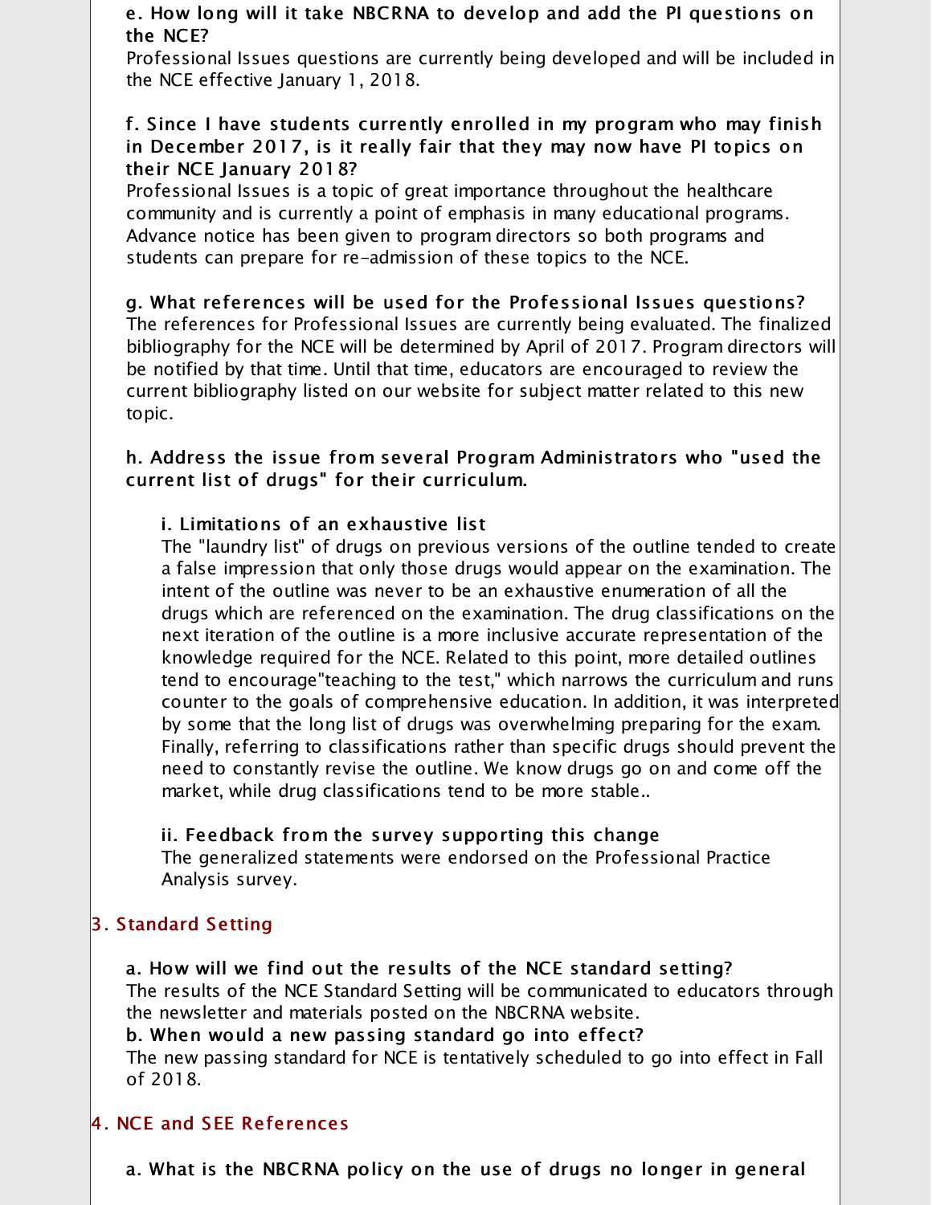**e. How long will it take NBCRNA to develop and add the PI questions on the NCE?**

Professional Issues questions are currently being developed and will be included in the NCE effective January 1, 2018.

**f. Since I have students currently enrolled in my program who may finish in December 2017, is it really fair that they may now have PI topics on their NCE January 2018?**

Professional Issues is a topic of great importance throughout the healthcare community and is currently a point of emphasis in many educational programs. Advance notice has been given to program directors so both programs and students can prepare for re-admission of these topics to the NCE.

**g. What references will be used for the Professional Issues questions?**

The references for Professional Issues are currently being evaluated. The finalized bibliography for the NCE will be determined by April of 2017. Program directors will be notified by that time. Until that time, educators are encouraged to review the current bibliography listed on our website for subject matter related to this new topic.

**h. Address the issue from several Program Administrators who "used the current list of drugs" for their curriculum.**

**i. Limitations of an exhaustive list**

The "laundry list" of drugs on previous versions of the outline tended to create a false impression that only those drugs would appear on the examination. The intent of the outline was never to be an exhaustive enumeration of all the drugs which are referenced on the examination. The drug classifications on the next iteration of the outline is a more inclusive accurate representation of the knowledge required for the NCE. Related to this point, more detailed outlines tend to encourage"teaching to the test," which narrows the curriculum and runs counter to the goals of comprehensive education. In addition, it was interpreted by some that the long list of drugs was overwhelming preparing for the exam. Finally, referring to classifications rather than specific drugs should prevent the need to constantly revise the outline. We know drugs go on and come off the market, while drug classifications tend to be more stable..

**ii. Feedback from the survey supporting this change**

The generalized statements were endorsed on the Professional Practice Analysis survey.

## 3. Standard Setting

**a. How will we find out the results of the NCE standard setting?**

The results of the NCE Standard Setting will be communicated to educators through the newsletter and materials posted on the NBCRNA website.

**b. When would a new passing standard go into effect?**

The new passing standard for NCE is tentatively scheduled to go into effect in Fall of 2018.

## 4. NCE and SEE References

**a. What is the NBCRNA policy on the use of drugs no longer in general**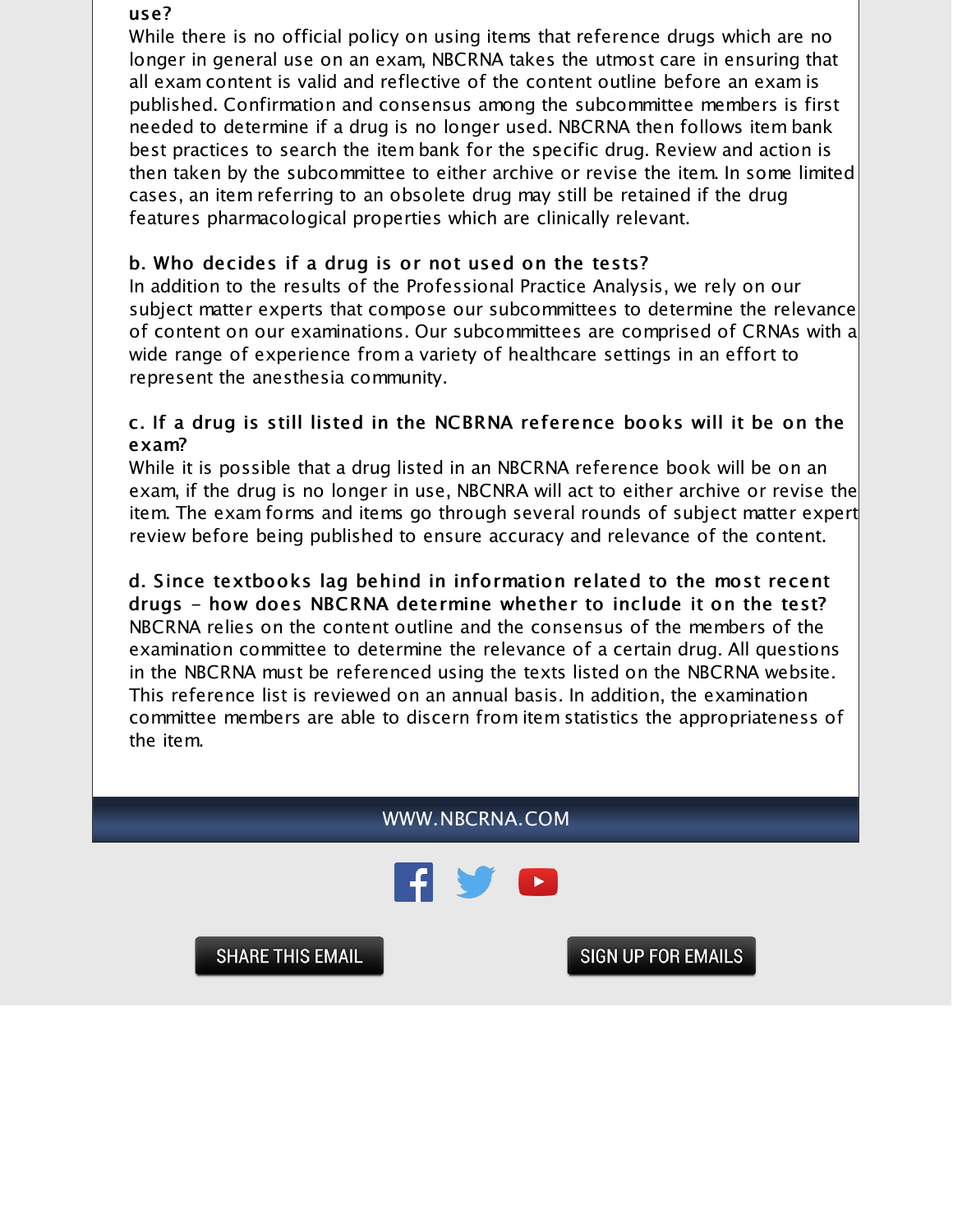**use?**

While there is no official policy on using items that reference drugs which are no longer in general use on an exam, NBCRNA takes the utmost care in ensuring that all exam content is valid and reflective of the content outline before an exam is published. Confirmation and consensus among the subcommittee members is first needed to determine if a drug is no longer used. NBCRNA then follows item bank best practices to search the item bank for the specific drug. Review and action is then taken by the subcommittee to either archive or revise the item. In some limited cases, an item referring to an obsolete drug may still be retained if the drug features pharmacological properties which are clinically relevant.

**b. Who decides if a drug is or not used on the tests?**

In addition to the results of the Professional Practice Analysis, we rely on our subject matter experts that compose our subcommittees to determine the relevance of content on our examinations. Our subcommittees are comprised of CRNAs with a wide range of experience from a variety of healthcare settings in an effort to represent the anesthesia community.

**c. If a drug is still listed in the NCBRNA reference books will it be on the exam?**

While it is possible that a drug listed in an NBCRNA reference book will be on an exam, if the drug is no longer in use, NBCNRA will act to either archive or revise the item. The exam forms and items go through several rounds of subject matter expert review before being published to ensure accuracy and relevance of the content.

**d. Since textbooks lag behind in information related to the most recent drugs - how does NBCRNA determine whether to include it on the test?**

NBCRNA relies on the content outline and the consensus of the members of the examination committee to determine the relevance of a certain drug. All questions in the NBCRNA must be referenced using the texts listed on the NBCRNA website. This reference list is reviewed on an annual basis. In addition, the examination committee members are able to discern from item statistics the appropriateness of the item.

WWW.NBCRNA.COM

SHARE THIS EMAIL

SIGN UP FOR EMAILS